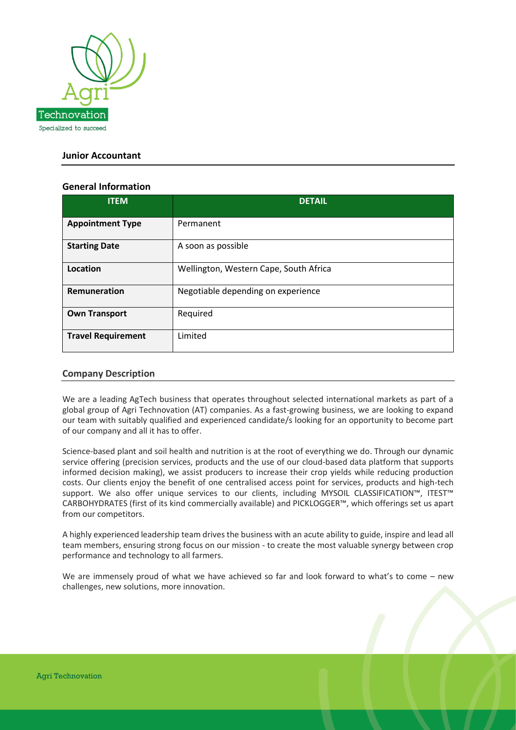# Junior Accountant

## General Information

| ITEM | DETAIL |
| --- | --- |
| **Appointment Type** | Permanent |
| **Starting Date** | A soon as possible |
| **Location** | Wellington, Western Cape, South Africa |
| **Remuneration** | Negotiable depending on experience |
| **Own Transport** | Required |
| **Travel Requirement** | Limited |

## Company Description

We are a leading AgTech business that operates throughout selected international markets as part of a global group of Agri Technovation (AT) companies. As a fast-growing business, we are looking to expand our team with suitably qualified and experienced candidate/s looking for an opportunity to become part of our company and all it has to offer.

Science-based plant and soil health and nutrition is at the root of everything we do. Through our dynamic service offering (precision services, products and the use of our cloud-based data platform that supports informed decision making), we assist producers to increase their crop yields while reducing production costs. Our clients enjoy the benefit of one centralised access point for services, products and high-tech support. We also offer unique services to our clients, including MYSOIL CLASSIFICATION™, ITEST™ CARBOHYDRATES (first of its kind commercially available) and PICKLOGGER™, which offerings set us apart from our competitors.

A highly experienced leadership team drives the business with an acute ability to guide, inspire and lead all team members, ensuring strong focus on our mission - to create the most valuable synergy between crop performance and technology to all farmers.

We are immensely proud of what we have achieved so far and look forward to what's to come – new challenges, new solutions, more innovation.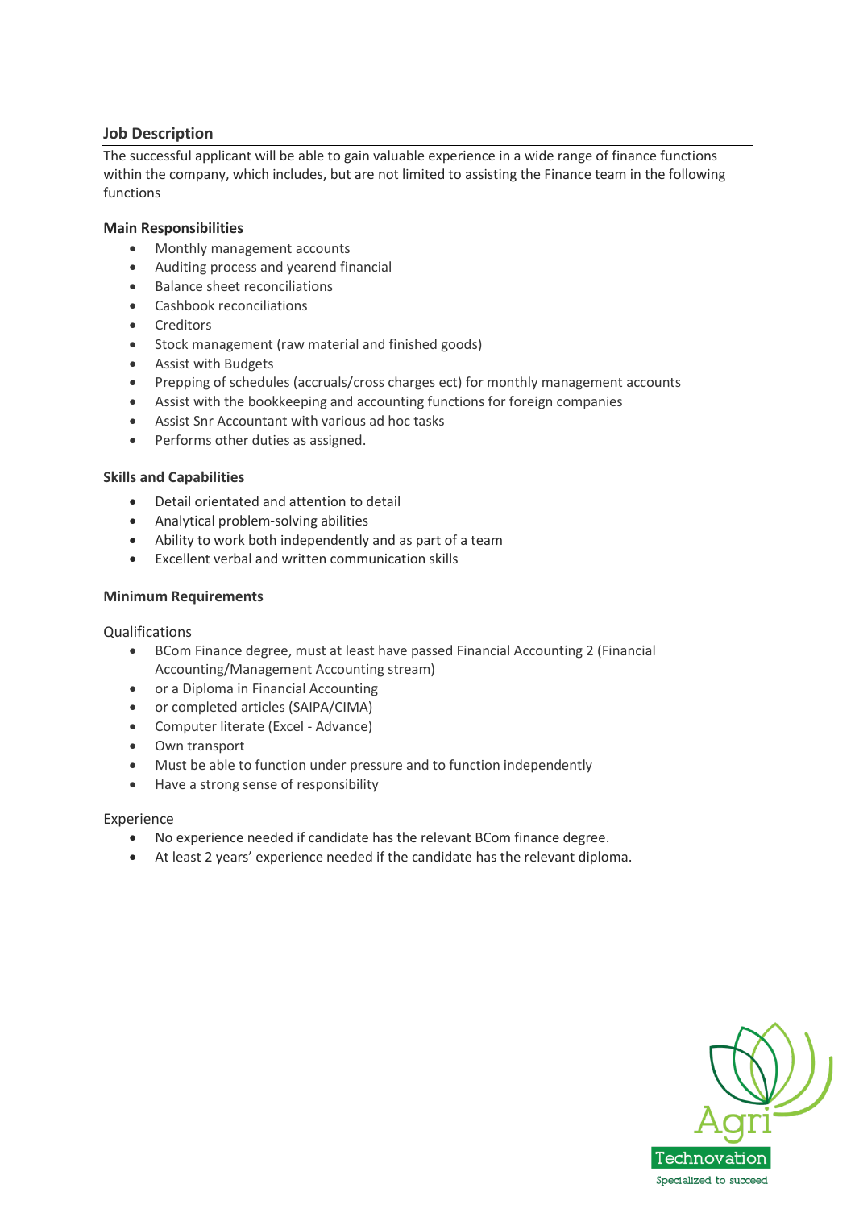## Job Description

The successful applicant will be able to gain valuable experience in a wide range of finance functions within the company, which includes, but are not limited to assisting the Finance team in the following functions

### Main Responsibilities

- Monthly management accounts
- Auditing process and yearend financial
- Balance sheet reconciliations
- Cashbook reconciliations
- Creditors
- Stock management (raw material and finished goods)
- Assist with Budgets
- Prepping of schedules (accruals/cross charges ect) for monthly management accounts
- Assist with the bookkeeping and accounting functions for foreign companies
- Assist Snr Accountant with various ad hoc tasks
- Performs other duties as assigned.

### Skills and Capabilities

- Detail orientated and attention to detail
- Analytical problem-solving abilities
- Ability to work both independently and as part of a team
- Excellent verbal and written communication skills

### Minimum Requirements

Qualifications

- BCom Finance degree, must at least have passed Financial Accounting 2 (Financial Accounting/Management Accounting stream)
- or a Diploma in Financial Accounting
- or completed articles (SAIPA/CIMA)
- Computer literate (Excel - Advance)
- Own transport
- Must be able to function under pressure and to function independently
- Have a strong sense of responsibility

Experience

- No experience needed if candidate has the relevant BCom finance degree.
- At least 2 years' experience needed if the candidate has the relevant diploma.

Agri Technovation
Specialized to succeed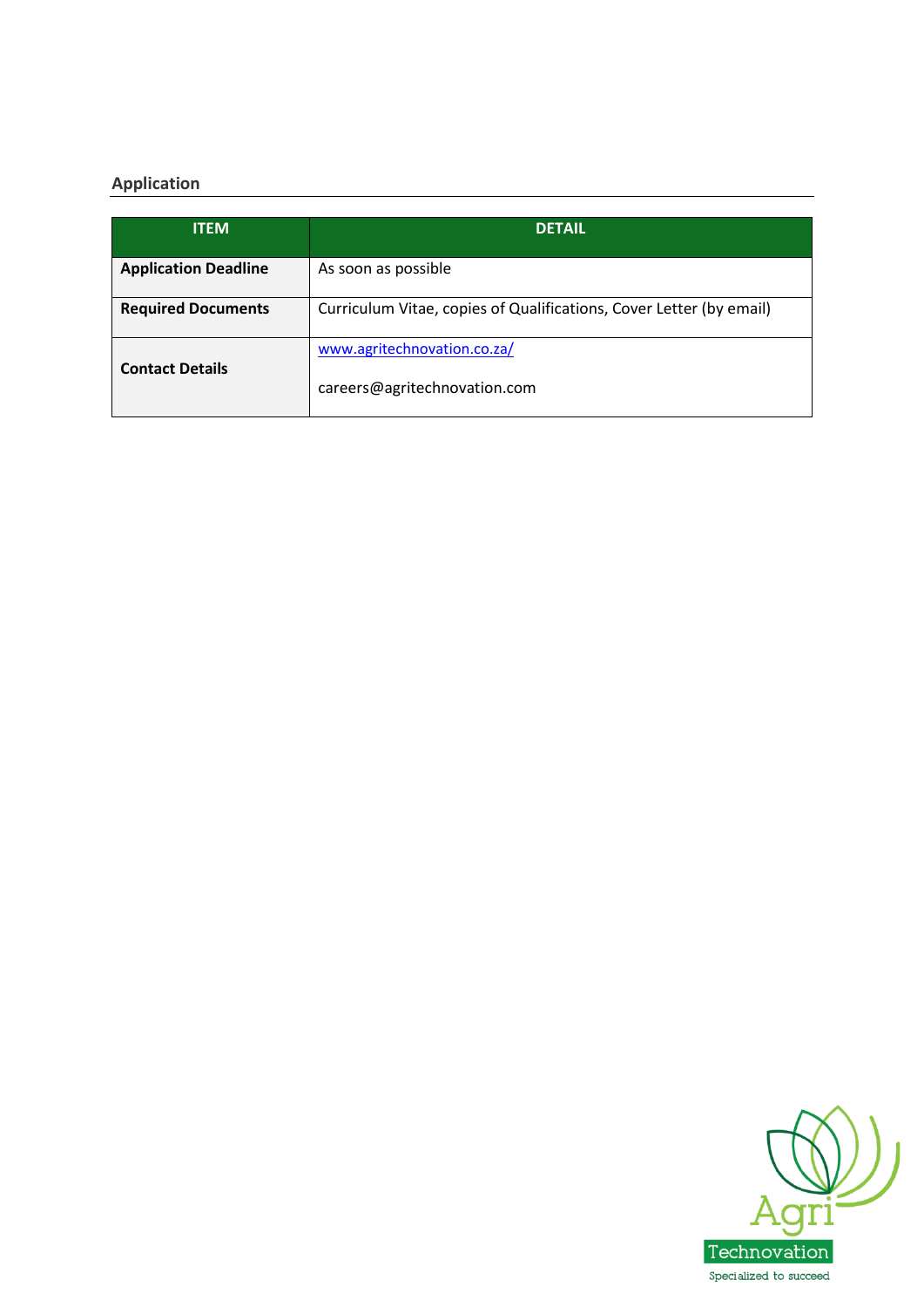## Application

| ITEM | DETAIL |
|---|---|
| **Application Deadline** | As soon as possible |
| **Required Documents** | Curriculum Vitae, copies of Qualifications, Cover Letter (by email) |
| **Contact Details** | www.agritechnovation.co.za/<br><br>careers@agritechnovation.com |

Agri Technovation

Specialized to succeed